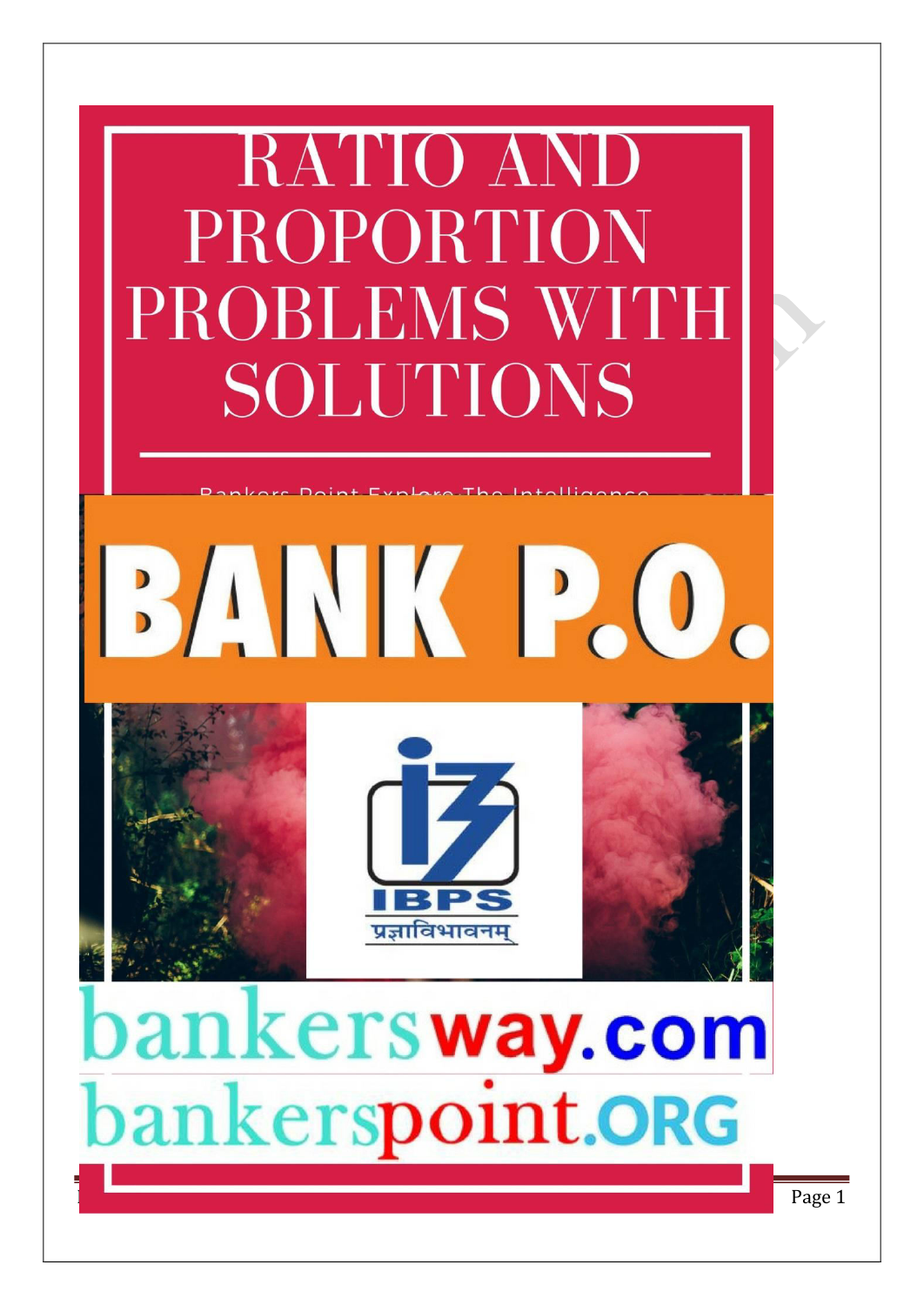# RATIO AND PROPORTION PROBLEMS WITH SOLUTIONS

Bankers Point Explore The Intelligence

# BANK P.O.

IBPS

प्रज्ञाविभावनम्

bankersway.com

bankerspoint.ORG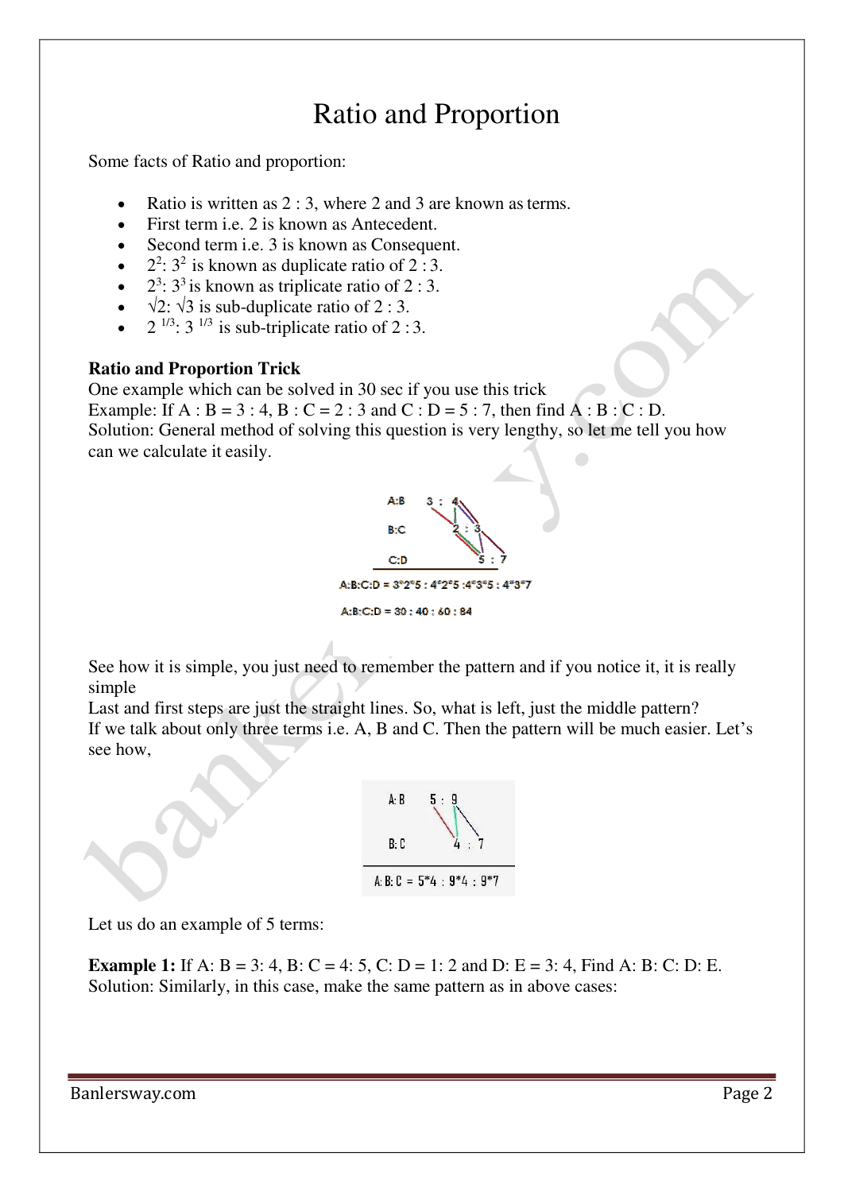# Ratio and Proportion

Some facts of Ratio and proportion:

- Ratio is written as 2 : 3, where 2 and 3 are known as terms.
- First term i.e. 2 is known as Antecedent.
- Second term i.e. 3 is known as Consequent.
- $2^2 : 3^2$ is known as duplicate ratio of 2 : 3.
- $2^3 : 3^3$ is known as triplicate ratio of 2 : 3.
- $\sqrt{2} : \sqrt{3}$ is sub-duplicate ratio of 2 : 3.
- $2^{1/3} : 3^{1/3}$ is sub-triplicate ratio of 2 : 3.

**Ratio and Proportion Trick**

One example which can be solved in 30 sec if you use this trick

Example: If A : B = 3 : 4, B : C = 2 : 3 and C : D = 5 : 7, then find A : B : C : D.

Solution: General method of solving this question is very lengthy, so let me tell you how can we calculate it easily.

A:B   3 : 4

B:C        2 : 3

C:D              5 : 7

A:B:C:D = 3*2*5 : 4*2*5 : 4*3*5 : 4*3*7

A:B:C:D = 30 : 40 : 60 : 84

See how it is simple, you just need to remember the pattern and if you notice it, it is really simple

Last and first steps are just the straight lines. So, what is left, just the middle pattern?

If we talk about only three terms i.e. A, B and C. Then the pattern will be much easier. Let's see how,

A: B   5 : 9

B: C        4 : 7

A: B: C = 5*4 : 9*4 : 9*7

Let us do an example of 5 terms:

**Example 1:** If A: B = 3: 4, B: C = 4: 5, C: D = 1: 2 and D: E = 3: 4, Find A: B: C: D: E.

Solution: Similarly, in this case, make the same pattern as in above cases: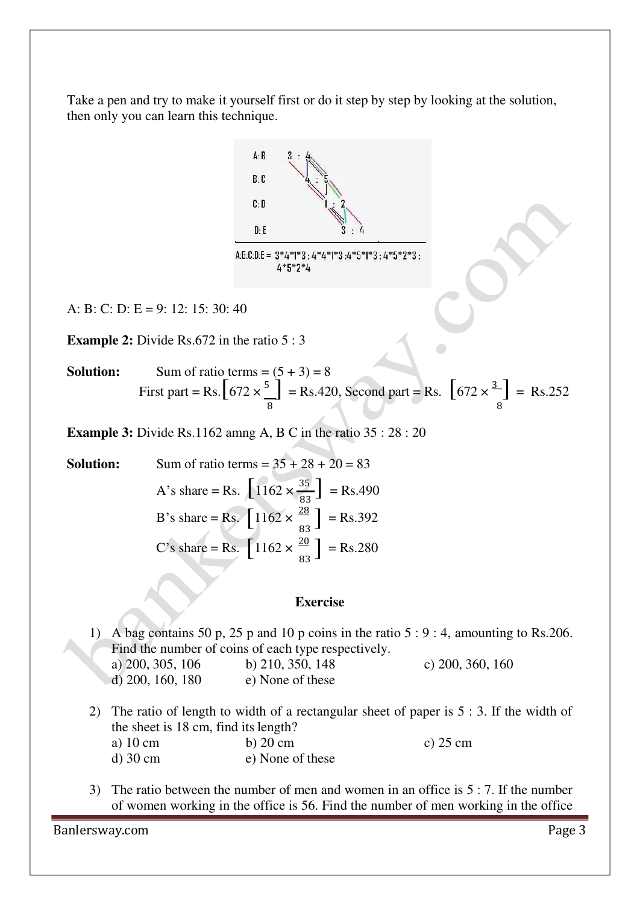Take a pen and try to make it yourself first or do it step by step by looking at the solution, then only you can learn this technique.

```
A: B      3 : 4
B: C          4 : 5
C: D              1 : 2
D: E                  3 : 4

A:B:C:D:E = 3*4*1*3 : 4*4*1*3 : 4*5*1*3 : 4*5*2*3 :
            4*5*2*4
```

A: B: C: D: E = 9: 12: 15: 30: 40

**Example 2:** Divide Rs.672 in the ratio 5 : 3

**Solution:** Sum of ratio terms = (5 + 3) = 8

First part = Rs. $\left[672 \times \frac{5}{8}\right]$ = Rs.420, Second part = Rs. $\left[672 \times \frac{3}{8}\right]$ = Rs.252

**Example 3:** Divide Rs.1162 amng A, B C in the ratio 35 : 28 : 20

**Solution:** Sum of ratio terms = 35 + 28 + 20 = 83

A's share = Rs. $\left[1162 \times \frac{35}{83}\right]$ = Rs.490

B's share = Rs. $\left[1162 \times \frac{28}{83}\right]$ = Rs.392

C's share = Rs. $\left[1162 \times \frac{20}{83}\right]$ = Rs.280

**Exercise**

1) A bag contains 50 p, 25 p and 10 p coins in the ratio 5 : 9 : 4, amounting to Rs.206. Find the number of coins of each type respectively.
   a) 200, 305, 106  b) 210, 350, 148  c) 200, 360, 160
   d) 200, 160, 180  e) None of these

2) The ratio of length to width of a rectangular sheet of paper is 5 : 3. If the width of the sheet is 18 cm, find its length?
   a) 10 cm  b) 20 cm  c) 25 cm
   d) 30 cm  e) None of these

3) The ratio between the number of men and women in an office is 5 : 7. If the number of women working in the office is 56. Find the number of men working in the office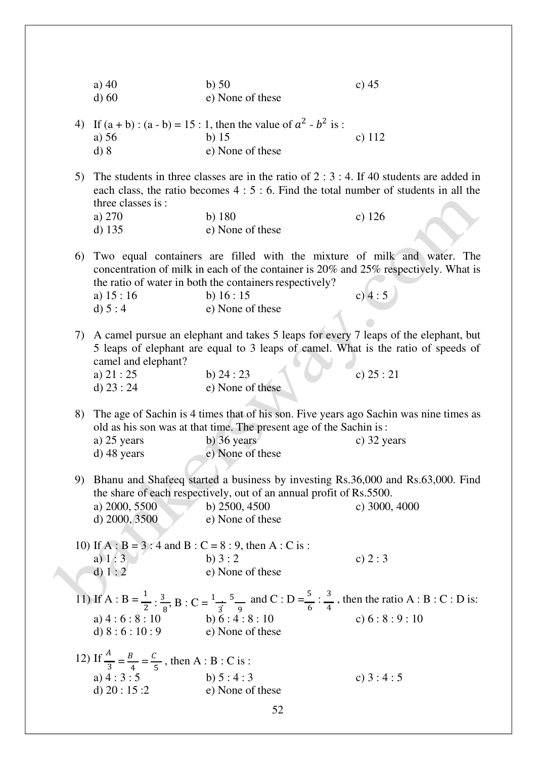a) 40 b) 50 c) 45
d) 60 e) None of these

4) If (a + b) : (a - b) = 15 : 1, then the value of $a^2$ - $b^2$ is :
a) 56 b) 15 c) 112
d) 8 e) None of these

5) The students in three classes are in the ratio of 2 : 3 : 4. If 40 students are added in each class, the ratio becomes 4 : 5 : 6. Find the total number of students in all the three classes is :
a) 270 b) 180 c) 126
d) 135 e) None of these

6) Two equal containers are filled with the mixture of milk and water. The concentration of milk in each of the container is 20% and 25% respectively. What is the ratio of water in both the containers respectively?
a) 15 : 16 b) 16 : 15 c) 4 : 5
d) 5 : 4 e) None of these

7) A camel pursue an elephant and takes 5 leaps for every 7 leaps of the elephant, but 5 leaps of elephant are equal to 3 leaps of camel. What is the ratio of speeds of camel and elephant?
a) 21 : 25 b) 24 : 23 c) 25 : 21
d) 23 : 24 e) None of these

8) The age of Sachin is 4 times that of his son. Five years ago Sachin was nine times as old as his son was at that time. The present age of the Sachin is :
a) 25 years b) 36 years c) 32 years
d) 48 years e) None of these

9) Bhanu and Shafeeq started a business by investing Rs.36,000 and Rs.63,000. Find the share of each respectively, out of an annual profit of Rs.5500.
a) 2000, 5500 b) 2500, 4500 c) 3000, 4000
d) 2000, 3500 e) None of these

10) If A : B = 3 : 4 and B : C = 8 : 9, then A : C is :
a) 1 : 3 b) 3 : 2 c) 2 : 3
d) 1 : 2 e) None of these

11) If A : B = $\frac{1}{2}$ : $\frac{3}{8}$, B : C = $\frac{1}{3}$ : $\frac{5}{9}$ and C : D = $\frac{5}{6}$ : $\frac{3}{4}$ , then the ratio A : B : C : D is:
a) 4 : 6 : 8 : 10 b) 6 : 4 : 8 : 10 c) 6 : 8 : 9 : 10
d) 8 : 6 : 10 : 9 e) None of these

12) If $\frac{A}{3} = \frac{B}{4} = \frac{C}{5}$ , then A : B : C is :
a) 4 : 3 : 5 b) 5 : 4 : 3 c) 3 : 4 : 5
d) 20 : 15 :2 e) None of these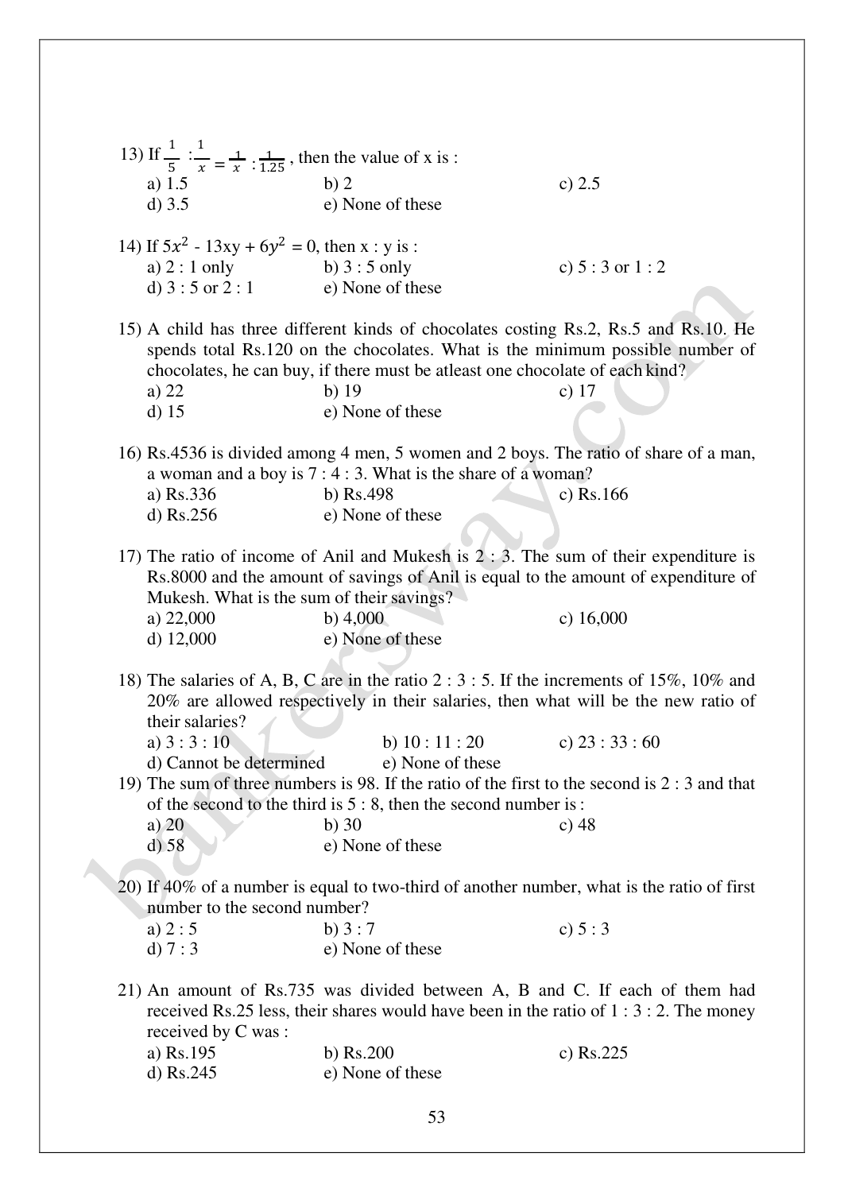13) If $\frac{1}{5} : \frac{1}{x} = \frac{1}{x} : \frac{1}{1.25}$ , then the value of x is :

a) 1.5 b) 2 c) 2.5
d) 3.5 e) None of these

14) If $5x^2 - 13xy + 6y^2 = 0$, then x : y is :

a) 2 : 1 only b) 3 : 5 only c) 5 : 3 or 1 : 2
d) 3 : 5 or 2 : 1 e) None of these

15) A child has three different kinds of chocolates costing Rs.2, Rs.5 and Rs.10. He spends total Rs.120 on the chocolates. What is the minimum possible number of chocolates, he can buy, if there must be atleast one chocolate of each kind?

a) 22 b) 19 c) 17
d) 15 e) None of these

16) Rs.4536 is divided among 4 men, 5 women and 2 boys. The ratio of share of a man, a woman and a boy is 7 : 4 : 3. What is the share of a woman?

a) Rs.336 b) Rs.498 c) Rs.166
d) Rs.256 e) None of these

17) The ratio of income of Anil and Mukesh is 2 : 3. The sum of their expenditure is Rs.8000 and the amount of savings of Anil is equal to the amount of expenditure of Mukesh. What is the sum of their savings?

a) 22,000 b) 4,000 c) 16,000
d) 12,000 e) None of these

18) The salaries of A, B, C are in the ratio 2 : 3 : 5. If the increments of 15%, 10% and 20% are allowed respectively in their salaries, then what will be the new ratio of their salaries?

a) 3 : 3 : 10 b) 10 : 11 : 20 c) 23 : 33 : 60
d) Cannot be determined e) None of these

19) The sum of three numbers is 98. If the ratio of the first to the second is 2 : 3 and that of the second to the third is 5 : 8, then the second number is :

a) 20 b) 30 c) 48
d) 58 e) None of these

20) If 40% of a number is equal to two-third of another number, what is the ratio of first number to the second number?

a) 2 : 5 b) 3 : 7 c) 5 : 3
d) 7 : 3 e) None of these

21) An amount of Rs.735 was divided between A, B and C. If each of them had received Rs.25 less, their shares would have been in the ratio of 1 : 3 : 2. The money received by C was :

a) Rs.195 b) Rs.200 c) Rs.225
d) Rs.245 e) None of these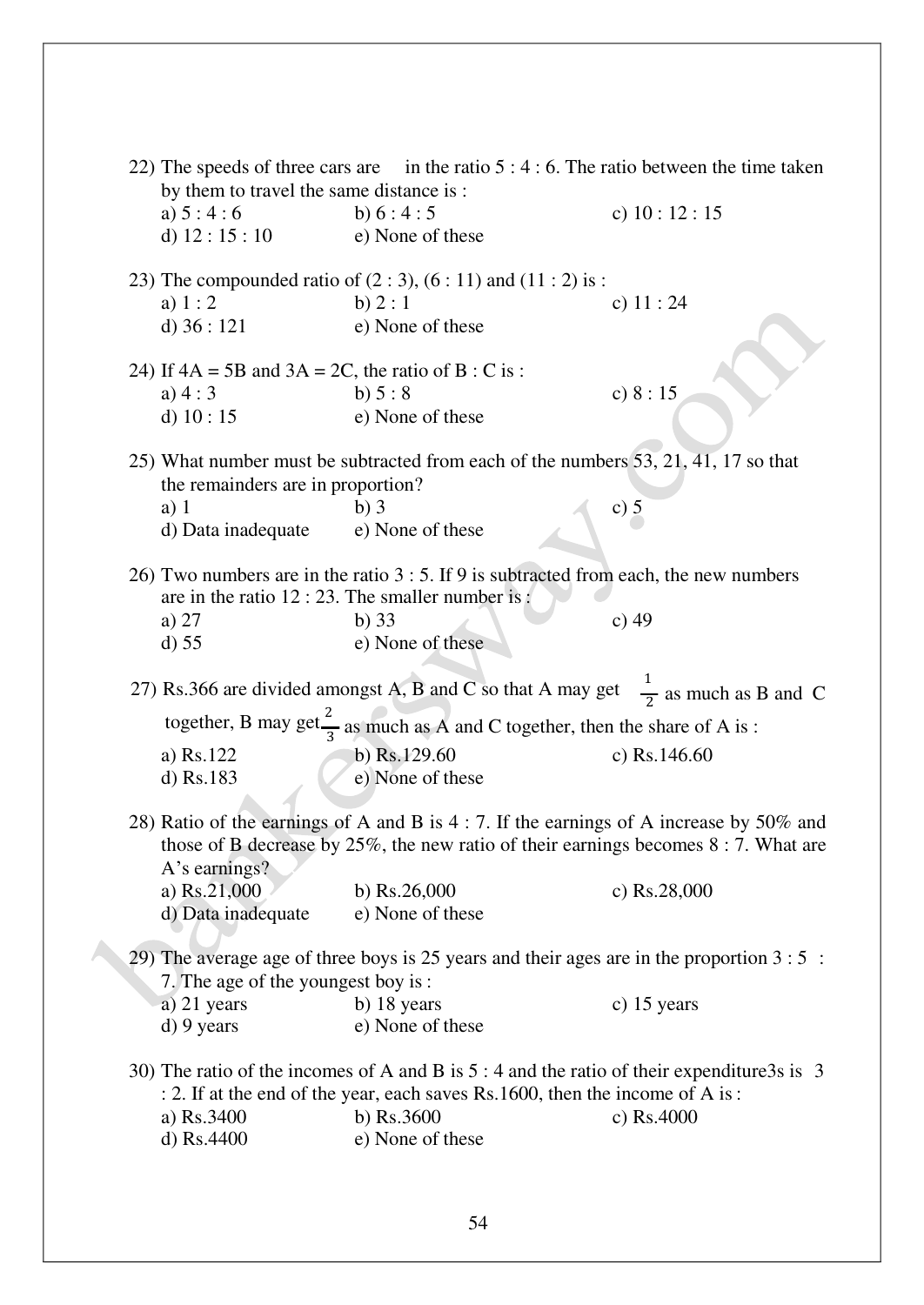22) The speeds of three cars are in the ratio 5 : 4 : 6. The ratio between the time taken by them to travel the same distance is :

a) 5 : 4 : 6　　b) 6 : 4 : 5　　c) 10 : 12 : 15
d) 12 : 15 : 10　　e) None of these

23) The compounded ratio of (2 : 3), (6 : 11) and (11 : 2) is :

a) 1 : 2　　b) 2 : 1　　c) 11 : 24
d) 36 : 121　　e) None of these

24) If 4A = 5B and 3A = 2C, the ratio of B : C is :

a) 4 : 3　　b) 5 : 8　　c) 8 : 15
d) 10 : 15　　e) None of these

25) What number must be subtracted from each of the numbers 53, 21, 41, 17 so that the remainders are in proportion?

a) 1　　b) 3　　c) 5
d) Data inadequate　　e) None of these

26) Two numbers are in the ratio 3 : 5. If 9 is subtracted from each, the new numbers are in the ratio 12 : 23. The smaller number is :

a) 27　　b) 33　　c) 49
d) 55　　e) None of these

27) Rs.366 are divided amongst A, B and C so that A may get $\frac{1}{2}$ as much as B and C together, B may get $\frac{2}{3}$ as much as A and C together, then the share of A is :

a) Rs.122　　b) Rs.129.60　　c) Rs.146.60
d) Rs.183　　e) None of these

28) Ratio of the earnings of A and B is 4 : 7. If the earnings of A increase by 50% and those of B decrease by 25%, the new ratio of their earnings becomes 8 : 7. What are A's earnings?

a) Rs.21,000　　b) Rs.26,000　　c) Rs.28,000
d) Data inadequate　　e) None of these

29) The average age of three boys is 25 years and their ages are in the proportion 3 : 5 : 7. The age of the youngest boy is :

a) 21 years　　b) 18 years　　c) 15 years
d) 9 years　　e) None of these

30) The ratio of the incomes of A and B is 5 : 4 and the ratio of their expenditure3s is 3 : 2. If at the end of the year, each saves Rs.1600, then the income of A is :

a) Rs.3400　　b) Rs.3600　　c) Rs.4000
d) Rs.4400　　e) None of these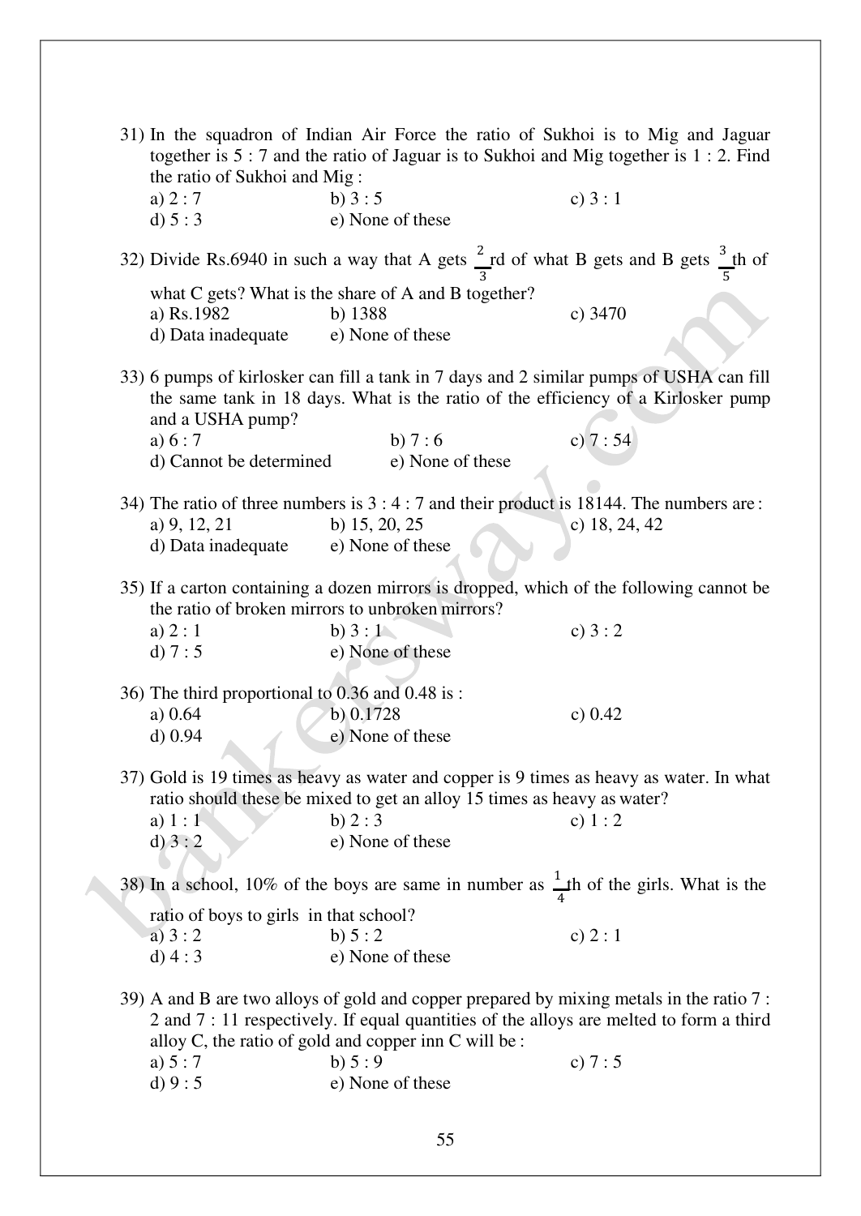31) In the squadron of Indian Air Force the ratio of Sukhoi is to Mig and Jaguar together is 5 : 7 and the ratio of Jaguar is to Sukhoi and Mig together is 1 : 2. Find the ratio of Sukhoi and Mig :

a) 2 : 7 b) 3 : 5 c) 3 : 1
d) 5 : 3 e) None of these

32) Divide Rs.6940 in such a way that A gets $\frac{2}{3}$rd of what B gets and B gets $\frac{3}{5}$th of what C gets? What is the share of A and B together?

a) Rs.1982 b) 1388 c) 3470
d) Data inadequate e) None of these

33) 6 pumps of kirlosker can fill a tank in 7 days and 2 similar pumps of USHA can fill the same tank in 18 days. What is the ratio of the efficiency of a Kirlosker pump and a USHA pump?

a) 6 : 7 b) 7 : 6 c) 7 : 54
d) Cannot be determined e) None of these

34) The ratio of three numbers is 3 : 4 : 7 and their product is 18144. The numbers are :

a) 9, 12, 21 b) 15, 20, 25 c) 18, 24, 42
d) Data inadequate e) None of these

35) If a carton containing a dozen mirrors is dropped, which of the following cannot be the ratio of broken mirrors to unbroken mirrors?

a) 2 : 1 b) 3 : 1 c) 3 : 2
d) 7 : 5 e) None of these

36) The third proportional to 0.36 and 0.48 is :

a) 0.64 b) 0.1728 c) 0.42
d) 0.94 e) None of these

37) Gold is 19 times as heavy as water and copper is 9 times as heavy as water. In what ratio should these be mixed to get an alloy 15 times as heavy as water?

a) 1 : 1 b) 2 : 3 c) 1 : 2
d) 3 : 2 e) None of these

38) In a school, 10% of the boys are same in number as $\frac{1}{4}$th of the girls. What is the ratio of boys to girls in that school?

a) 3 : 2 b) 5 : 2 c) 2 : 1
d) 4 : 3 e) None of these

39) A and B are two alloys of gold and copper prepared by mixing metals in the ratio 7 : 2 and 7 : 11 respectively. If equal quantities of the alloys are melted to form a third alloy C, the ratio of gold and copper inn C will be :

a) 5 : 7 b) 5 : 9 c) 7 : 5
d) 9 : 5 e) None of these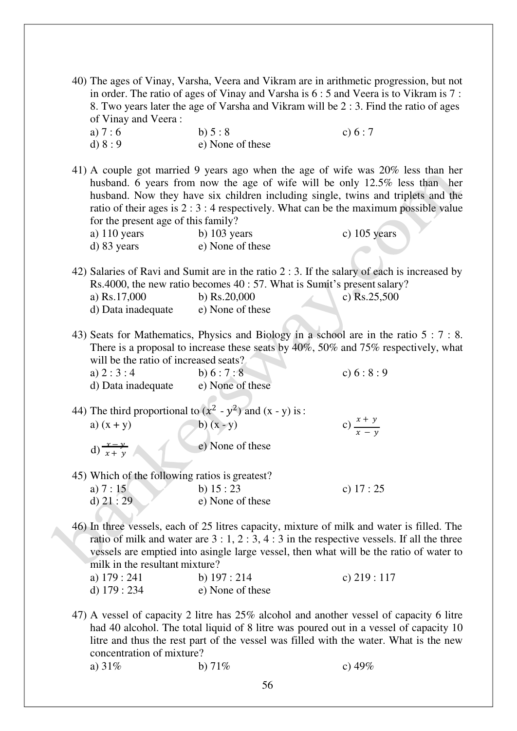40) The ages of Vinay, Varsha, Veera and Vikram are in arithmetic progression, but not in order. The ratio of ages of Vinay and Varsha is 6 : 5 and Veera is to Vikram is 7 : 8. Two years later the age of Varsha and Vikram will be 2 : 3. Find the ratio of ages of Vinay and Veera :

a) 7 : 6 b) 5 : 8 c) 6 : 7
d) 8 : 9 e) None of these

41) A couple got married 9 years ago when the age of wife was 20% less than her husband. 6 years from now the age of wife will be only 12.5% less than her husband. Now they have six children including single, twins and triplets and the ratio of their ages is 2 : 3 : 4 respectively. What can be the maximum possible value for the present age of this family?

a) 110 years b) 103 years c) 105 years
d) 83 years e) None of these

42) Salaries of Ravi and Sumit are in the ratio 2 : 3. If the salary of each is increased by Rs.4000, the new ratio becomes 40 : 57. What is Sumit's present salary?

a) Rs.17,000 b) Rs.20,000 c) Rs.25,500
d) Data inadequate e) None of these

43) Seats for Mathematics, Physics and Biology in a school are in the ratio 5 : 7 : 8. There is a proposal to increase these seats by 40%, 50% and 75% respectively, what will be the ratio of increased seats?

a) 2 : 3 : 4 b) 6 : 7 : 8 c) 6 : 8 : 9
d) Data inadequate e) None of these

44) The third proportional to $(x^2 - y^2)$ and (x - y) is :

a) (x + y) b) (x - y) c) $\frac{x+y}{x-y}$
d) $\frac{x-y}{x+y}$ e) None of these

45) Which of the following ratios is greatest?

a) 7 : 15 b) 15 : 23 c) 17 : 25
d) 21 : 29 e) None of these

46) In three vessels, each of 25 litres capacity, mixture of milk and water is filled. The ratio of milk and water are 3 : 1, 2 : 3, 4 : 3 in the respective vessels. If all the three vessels are emptied into asingle large vessel, then what will be the ratio of water to milk in the resultant mixture?

a) 179 : 241 b) 197 : 214 c) 219 : 117
d) 179 : 234 e) None of these

47) A vessel of capacity 2 litre has 25% alcohol and another vessel of capacity 6 litre had 40 alcohol. The total liquid of 8 litre was poured out in a vessel of capacity 10 litre and thus the rest part of the vessel was filled with the water. What is the new concentration of mixture?

a) 31% b) 71% c) 49%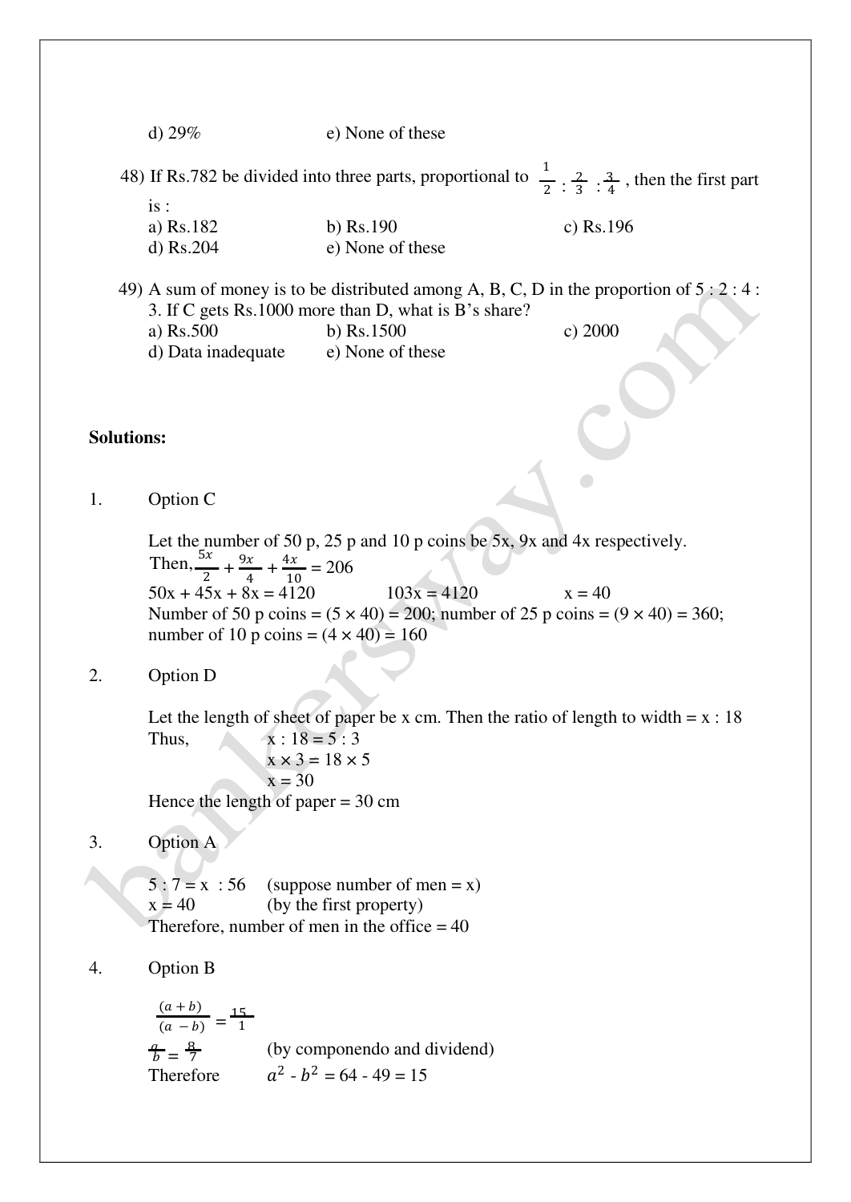d) 29%    e) None of these

48) If Rs.782 be divided into three parts, proportional to $\frac{1}{2} : \frac{2}{3} : \frac{3}{4}$, then the first part is :

a) Rs.182    b) Rs.190    c) Rs.196
d) Rs.204    e) None of these

49) A sum of money is to be distributed among A, B, C, D in the proportion of 5 : 2 : 4 : 3. If C gets Rs.1000 more than D, what is B's share?

a) Rs.500    b) Rs.1500    c) 2000
d) Data inadequate    e) None of these

**Solutions:**

1. Option C

Let the number of 50 p, 25 p and 10 p coins be 5x, 9x and 4x respectively.
Then, $\frac{5x}{2} + \frac{9x}{4} + \frac{4x}{10} = 206$
50x + 45x + 8x = 4120    103x = 4120    x = 40
Number of 50 p coins = (5 × 40) = 200; number of 25 p coins = (9 × 40) = 360; number of 10 p coins = (4 × 40) = 160

2. Option D

Let the length of sheet of paper be x cm. Then the ratio of length to width = x : 18
Thus,    x : 18 = 5 : 3
x × 3 = 18 × 5
x = 30
Hence the length of paper = 30 cm

3. Option A

5 : 7 = x : 56    (suppose number of men = x)
x = 40    (by the first property)
Therefore, number of men in the office = 40

4. Option B

$\frac{(a+b)}{(a-b)} = \frac{15}{1}$
$\frac{a}{b} = \frac{8}{7}$    (by componendo and dividend)
Therefore    $a^2 - b^2 = 64 - 49 = 15$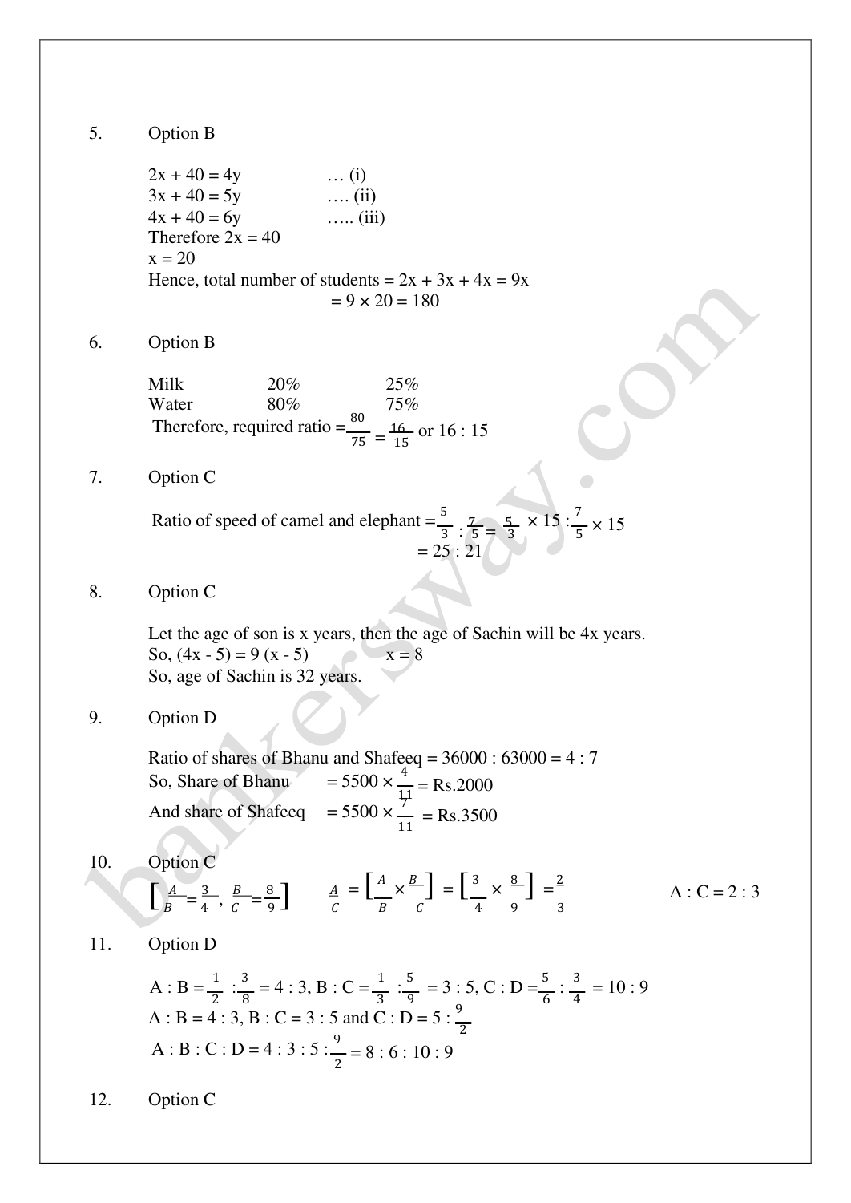5. Option B

$2x + 40 = 4y$ … (i)
$3x + 40 = 5y$ …. (ii)
$4x + 40 = 6y$ ….. (iii)
Therefore $2x = 40$
$x = 20$
Hence, total number of students $= 2x + 3x + 4x = 9x$
$= 9 \times 20 = 180$

6. Option B

| | | |
|---|---|---|
| Milk | 20% | 25% |
| Water | 80% | 75% |

Therefore, required ratio $= \frac{80}{75} = \frac{16}{15}$ or 16 : 15

7. Option C

Ratio of speed of camel and elephant $= \frac{5}{3} : \frac{7}{5} = \frac{5}{3} \times 15 : \frac{7}{5} \times 15$
$= 25 : 21$

8. Option C

Let the age of son is x years, then the age of Sachin will be 4x years.
So, $(4x - 5) = 9(x - 5)$ $x = 8$
So, age of Sachin is 32 years.

9. Option D

Ratio of shares of Bhanu and Shafeeq = 36000 : 63000 = 4 : 7
So, Share of Bhanu $= 5500 \times \frac{4}{11}$ = Rs.2000
And share of Shafeeq $= 5500 \times \frac{7}{11}$ = Rs.3500

10. Option C

$\left[\frac{A}{B} = \frac{3}{4}, \frac{B}{C} = \frac{8}{9}\right]$ $\frac{A}{C} = \left[\frac{A}{B} \times \frac{B}{C}\right] = \left[\frac{3}{4} \times \frac{8}{9}\right] = \frac{2}{3}$ A : C = 2 : 3

11. Option D

A : B $= \frac{1}{2} : \frac{3}{8} = 4 : 3$, B : C $= \frac{1}{3} : \frac{5}{9} = 3 : 5$, C : D $= \frac{5}{6} : \frac{3}{4} = 10 : 9$
A : B = 4 : 3, B : C = 3 : 5 and C : D $= 5 : \frac{9}{2}$
A : B : C : D $= 4 : 3 : 5 : \frac{9}{2} = 8 : 6 : 10 : 9$

12. Option C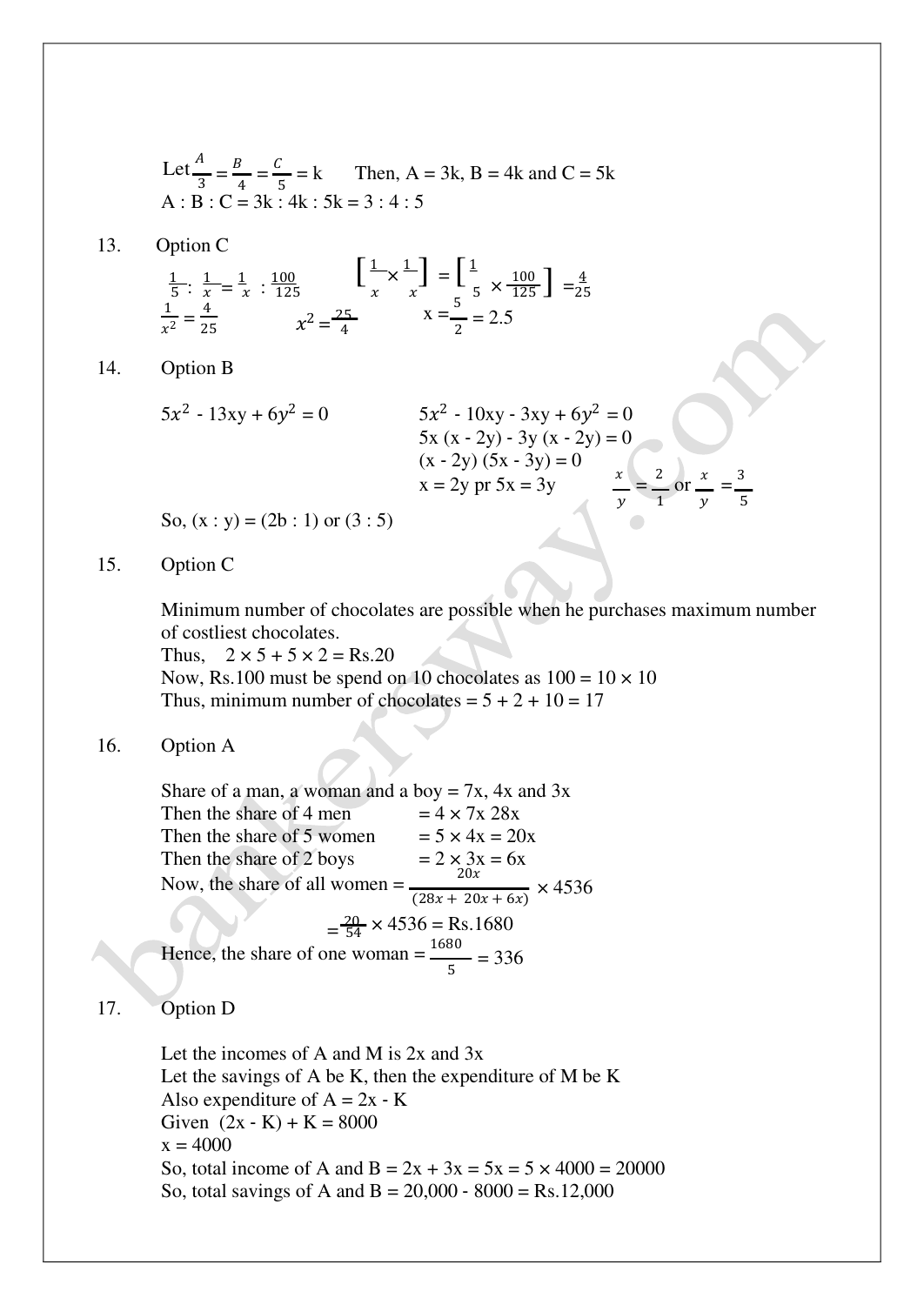Let $\frac{A}{3} = \frac{B}{4} = \frac{C}{5} = k$ Then, A = 3k, B = 4k and C = 5k

A : B : C = 3k : 4k : 5k = 3 : 4 : 5

13. Option C

$\frac{1}{5} : \frac{1}{x} = \frac{1}{x} : \frac{100}{125}$ $\left[\frac{1}{x} \times \frac{1}{x}\right] = \left[\frac{1}{5} \times \frac{100}{125}\right] = \frac{4}{25}$

$\frac{1}{x^2} = \frac{4}{25}$ $x^2 = \frac{25}{4}$ $x = \frac{5}{2} = 2.5$

14. Option B

$5x^2$ - 13xy + $6y^2$ = 0 $5x^2$ - 10xy - 3xy + $6y^2$ = 0

5x (x - 2y) - 3y (x - 2y) = 0

(x - 2y) (5x - 3y) = 0

x = 2y pr 5x = 3y $\frac{x}{y} = \frac{2}{1}$ or $\frac{x}{y} = \frac{3}{5}$

So, (x : y) = (2b : 1) or (3 : 5)

15. Option C

Minimum number of chocolates are possible when he purchases maximum number of costliest chocolates.

Thus, 2 × 5 + 5 × 2 = Rs.20

Now, Rs.100 must be spend on 10 chocolates as 100 = 10 × 10

Thus, minimum number of chocolates = 5 + 2 + 10 = 17

16. Option A

Share of a man, a woman and a boy = 7x, 4x and 3x

Then the share of 4 men = 4 × 7x 28x

Then the share of 5 women = 5 × 4x = 20x

Then the share of 2 boys = 2 × 3x = 6x

Now, the share of all women = $\frac{20x}{(28x + 20x + 6x)} \times 4536$

$= \frac{20}{54} \times 4536$ = Rs.1680

Hence, the share of one woman = $\frac{1680}{5}$ = 336

17. Option D

Let the incomes of A and M is 2x and 3x

Let the savings of A be K, then the expenditure of M be K

Also expenditure of A = 2x - K

Given (2x - K) + K = 8000

x = 4000

So, total income of A and B = 2x + 3x = 5x = 5 × 4000 = 20000

So, total savings of A and B = 20,000 - 8000 = Rs.12,000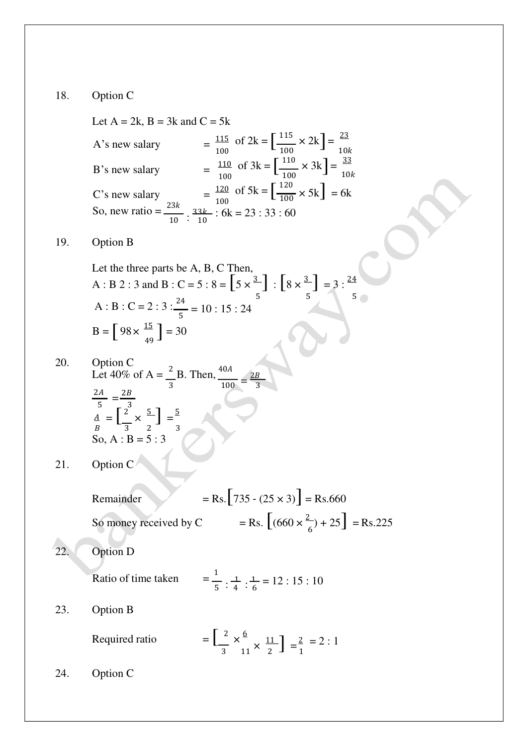18. Option C

Let A = 2k, B = 3k and C = 5k

A's new salary $= \frac{115}{100}$ of 2k $= \left[\frac{115}{100} \times 2k\right] = \frac{23}{10k}$

B's new salary $= \frac{110}{100}$ of 3k $= \left[\frac{110}{100} \times 3k\right] = \frac{33}{10k}$

C's new salary $= \frac{120}{100}$ of 5k $= \left[\frac{120}{100} \times 5k\right] = 6k$

So, new ratio $= \frac{23k}{10} : \frac{33k}{10} : 6k = 23 : 33 : 60$

19. Option B

Let the three parts be A, B, C Then,

A : B 2 : 3 and B : C = 5 : 8 $= \left[5 \times \frac{3}{5}\right] : \left[8 \times \frac{3}{5}\right] = 3 : \frac{24}{5}$

A : B : C = 2 : 3 : $\frac{24}{5}$ = 10 : 15 : 24

B $= \left[98 \times \frac{15}{49}\right] = 30$

20. Option C

Let 40% of A $= \frac{2}{3}$B. Then, $\frac{40A}{100} = \frac{2B}{3}$

$\frac{2A}{5} = \frac{2B}{3}$

$\frac{A}{B} = \left[\frac{2}{3} \times \frac{5}{2}\right] = \frac{5}{3}$

So, A : B = 5 : 3

21. Option C

Remainder = Rs.$\left[735 - (25 \times 3)\right]$ = Rs.660

So money received by C = Rs. $\left[(660 \times \frac{2}{6}) + 25\right]$ = Rs.225

22. Option D

Ratio of time taken $= \frac{1}{5} : \frac{1}{4} : \frac{1}{6} = 12 : 15 : 10$

23. Option B

Required ratio $= \left[\frac{2}{3} \times \frac{6}{11} \times \frac{11}{2}\right] = \frac{2}{1} = 2 : 1$

24. Option C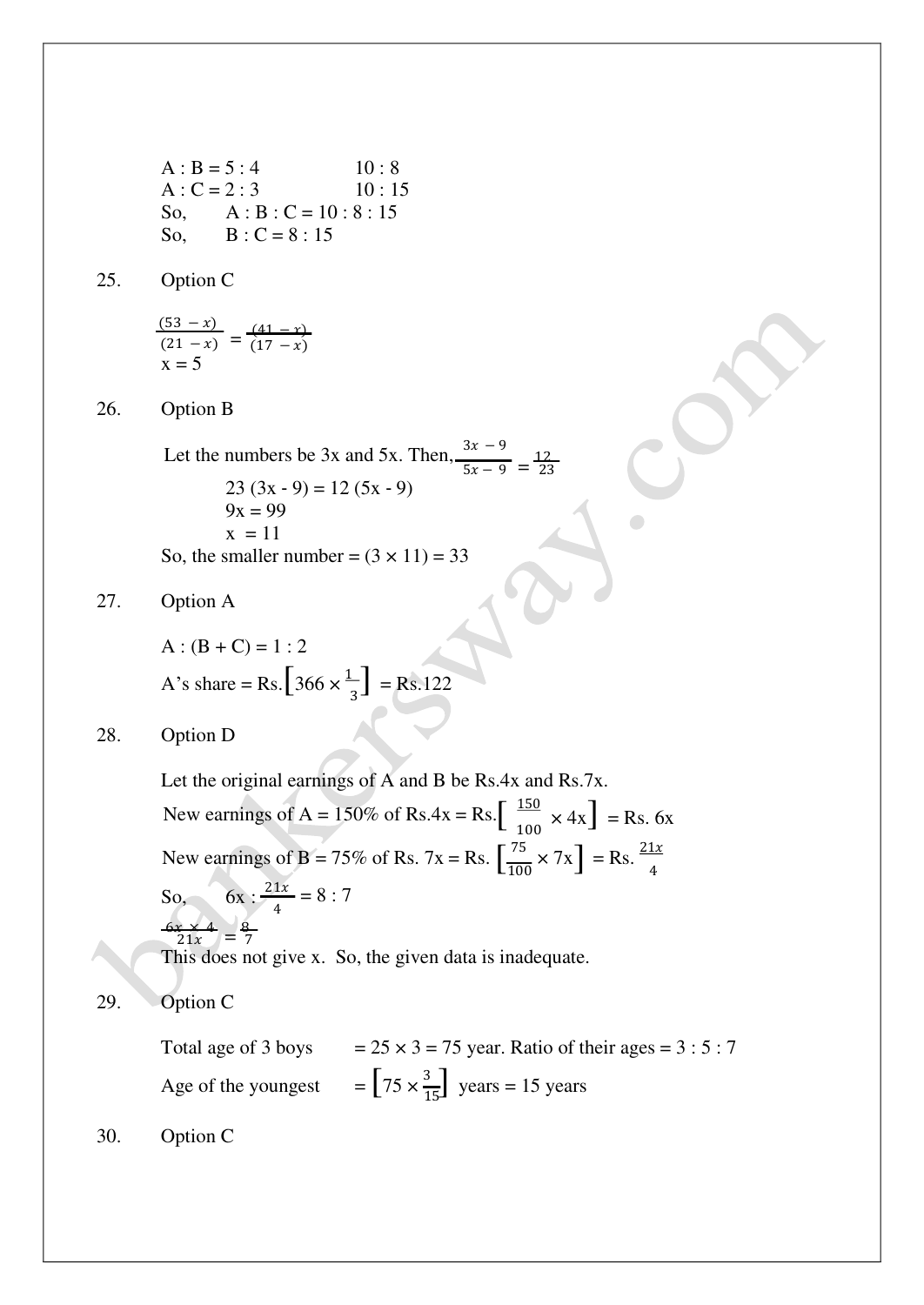A : B = 5 : 4 &nbsp;&nbsp;&nbsp;&nbsp;&nbsp;&nbsp;&nbsp;&nbsp; 10 : 8

A : C = 2 : 3 &nbsp;&nbsp;&nbsp;&nbsp;&nbsp;&nbsp;&nbsp;&nbsp; 10 : 15

So, &nbsp;&nbsp; A : B : C = 10 : 8 : 15

So, &nbsp;&nbsp; B : C = 8 : 15

25. Option C

$$\frac{(53 - x)}{(21 - x)} = \frac{(41 - x)}{(17 - x)}$$

x = 5

26. Option B

Let the numbers be 3x and 5x. Then, $\frac{3x - 9}{5x - 9} = \frac{12}{23}$

23 (3x - 9) = 12 (5x - 9)

9x = 99

x = 11

So, the smaller number = (3 × 11) = 33

27. Option A

A : (B + C) = 1 : 2

A's share = Rs. $\left[366 \times \frac{1}{3}\right]$ = Rs.122

28. Option D

Let the original earnings of A and B be Rs.4x and Rs.7x.

New earnings of A = 150% of Rs.4x = Rs. $\left[\frac{150}{100} \times 4x\right]$ = Rs. 6x

New earnings of B = 75% of Rs. 7x = Rs. $\left[\frac{75}{100} \times 7x\right]$ = Rs. $\frac{21x}{4}$

So, &nbsp;&nbsp; $6x : \frac{21x}{4} = 8 : 7$

$\frac{6x \times 4}{21x} = \frac{8}{7}$

This does not give x. So, the given data is inadequate.

29. Option C

Total age of 3 boys = 25 × 3 = 75 year. Ratio of their ages = 3 : 5 : 7

Age of the youngest = $\left[75 \times \frac{3}{15}\right]$ years = 15 years

30. Option C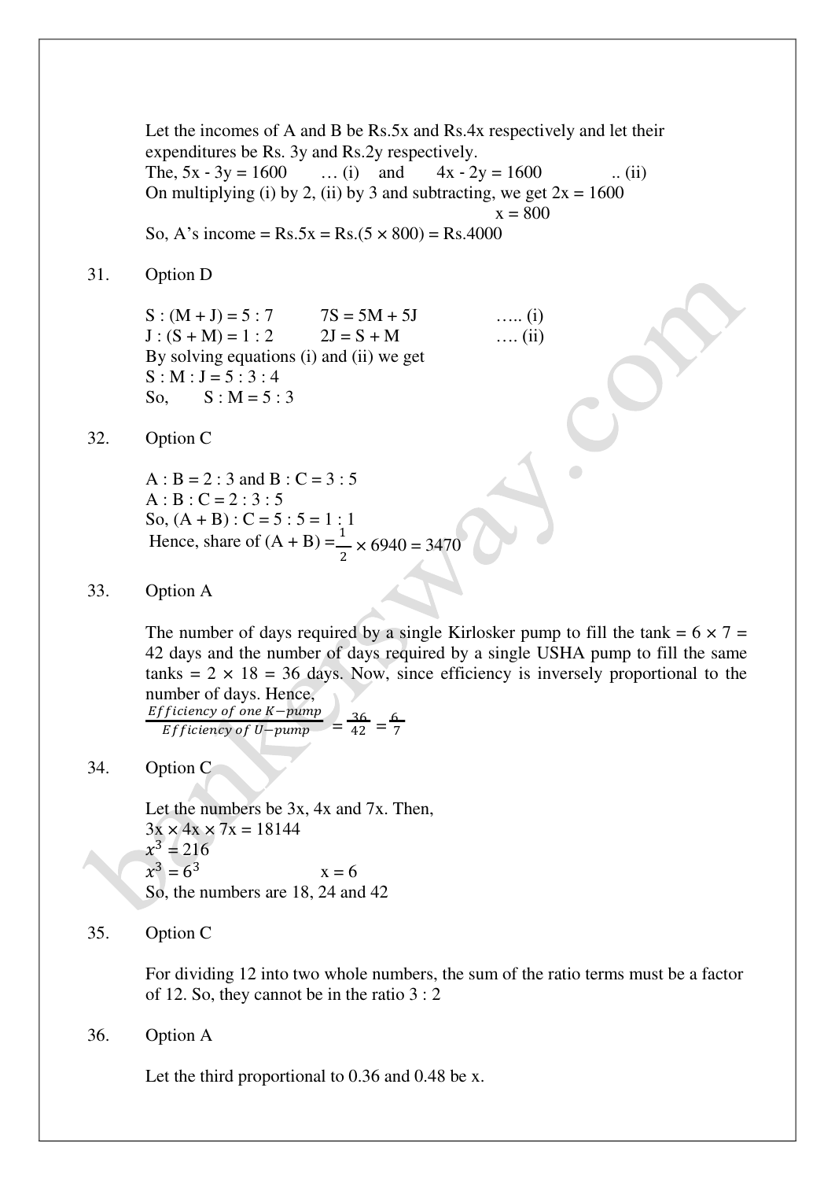Let the incomes of A and B be Rs.5x and Rs.4x respectively and let their expenditures be Rs. 3y and Rs.2y respectively.

The, 5x - 3y = 1600 … (i) and 4x - 2y = 1600 .. (ii)

On multiplying (i) by 2, (ii) by 3 and subtracting, we get 2x = 1600

x = 800

So, A's income = Rs.5x = Rs.(5 × 800) = Rs.4000

31. Option D

S : (M + J) = 5 : 7 7S = 5M + 5J ….. (i)

J : (S + M) = 1 : 2 2J = S + M …. (ii)

By solving equations (i) and (ii) we get

S : M : J = 5 : 3 : 4

So, S : M = 5 : 3

32. Option C

A : B = 2 : 3 and B : C = 3 : 5

A : B : C = 2 : 3 : 5

So, (A + B) : C = 5 : 5 = 1 : 1

Hence, share of (A + B) = $\frac{1}{2}$ × 6940 = 3470

33. Option A

The number of days required by a single Kirlosker pump to fill the tank = 6 × 7 = 42 days and the number of days required by a single USHA pump to fill the same tanks = 2 × 18 = 36 days. Now, since efficiency is inversely proportional to the number of days. Hence,

$$\frac{Efficiency\ of\ one\ K-pump}{Efficiency\ of\ U-pump} = \frac{36}{42} = \frac{6}{7}$$

34. Option C

Let the numbers be 3x, 4x and 7x. Then,

3x × 4x × 7x = 18144

$x^3 = 216$

$x^3 = 6^3$ x = 6

So, the numbers are 18, 24 and 42

35. Option C

For dividing 12 into two whole numbers, the sum of the ratio terms must be a factor of 12. So, they cannot be in the ratio 3 : 2

36. Option A

Let the third proportional to 0.36 and 0.48 be x.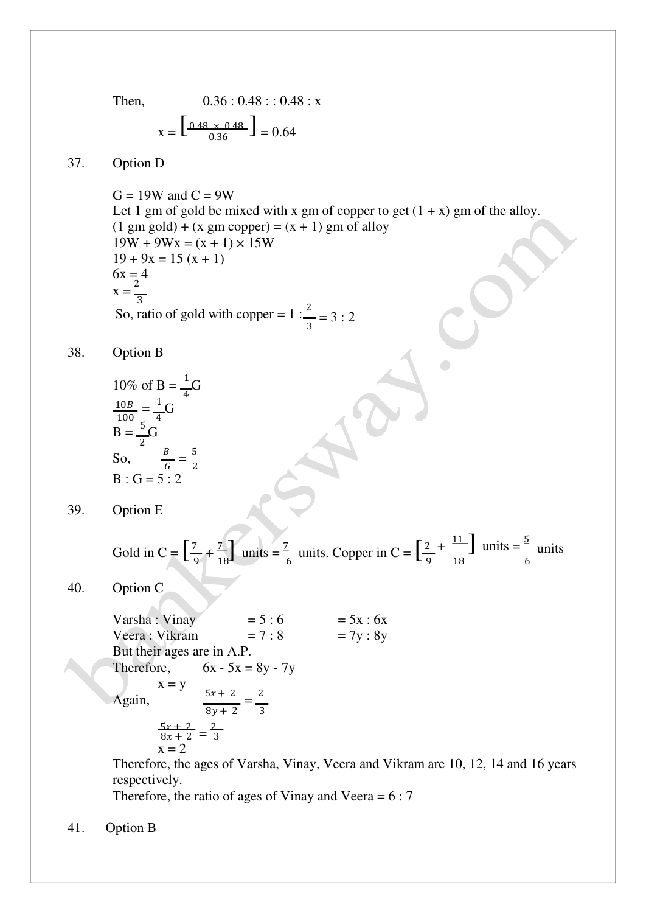Then, $0.36 : 0.48 : : 0.48 : x$

$x = \left[\frac{0.48 \times 0.48}{0.36}\right] = 0.64$

37. Option D

G = 19W and C = 9W
Let 1 gm of gold be mixed with x gm of copper to get (1 + x) gm of the alloy.
(1 gm gold) + (x gm copper) = (x + 1) gm of alloy
$19W + 9Wx = (x + 1) \times 15W$
$19 + 9x = 15 (x + 1)$
$6x = 4$
$x = \frac{2}{3}$
So, ratio of gold with copper = $1 : \frac{2}{3}$ = 3 : 2

38. Option B

10% of B = $\frac{1}{4}$G
$\frac{10B}{100} = \frac{1}{4}G$
$B = \frac{5}{2}G$
So, $\frac{B}{G} = \frac{5}{2}$
B : G = 5 : 2

39. Option E

Gold in C = $\left[\frac{7}{9} + \frac{7}{18}\right]$ units = $\frac{7}{6}$ units. Copper in C = $\left[\frac{2}{9} + \frac{11}{18}\right]$ units = $\frac{5}{6}$ units

40. Option C

Varsha : Vinay = 5 : 6 = 5x : 6x
Veera : Vikram = 7 : 8 = 7y : 8y
But their ages are in A.P.
Therefore, $6x - 5x = 8y - 7y$
$x = y$
Again, $\frac{5x + 2}{8y + 2} = \frac{2}{3}$
$\frac{5x + 2}{8x + 2} = \frac{2}{3}$
$x = 2$
Therefore, the ages of Varsha, Vinay, Veera and Vikram are 10, 12, 14 and 16 years respectively.
Therefore, the ratio of ages of Vinay and Veera = 6 : 7

41. Option B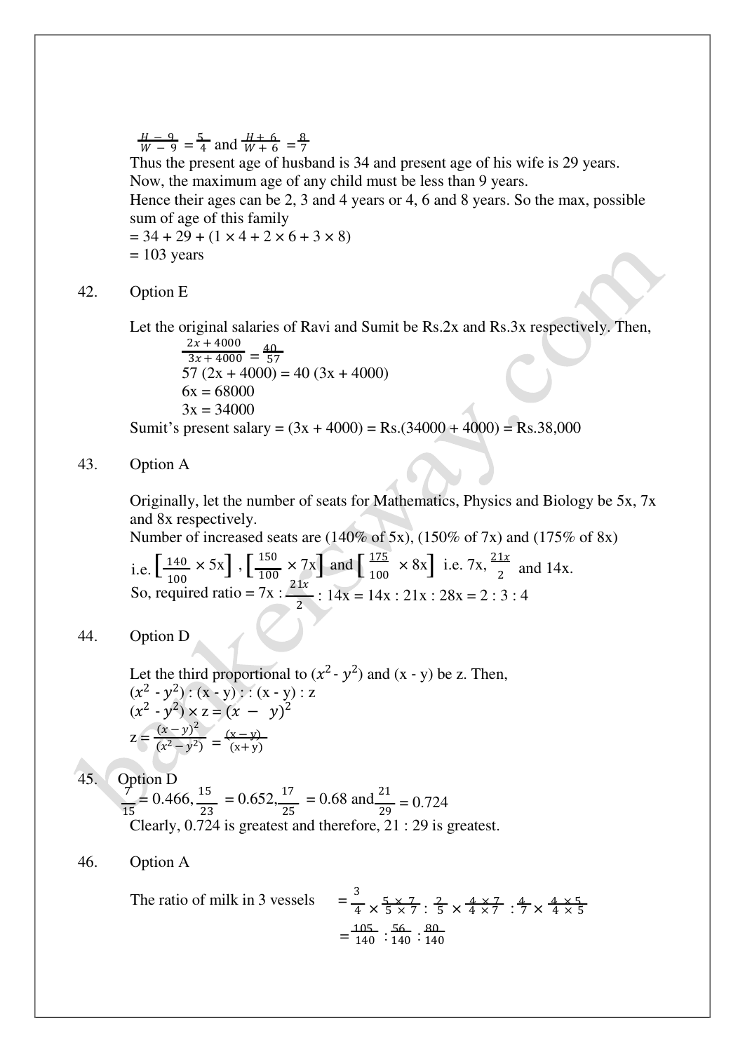$\frac{H - 9}{W - 9} = \frac{5}{4}$ and $\frac{H + 6}{W + 6} = \frac{8}{7}$

Thus the present age of husband is 34 and present age of his wife is 29 years.

Now, the maximum age of any child must be less than 9 years.

Hence their ages can be 2, 3 and 4 years or 4, 6 and 8 years. So the max, possible sum of age of this family

$= 34 + 29 + (1 \times 4 + 2 \times 6 + 3 \times 8)$

$= 103$ years

42. Option E

Let the original salaries of Ravi and Sumit be Rs.2x and Rs.3x respectively. Then,

$\frac{2x + 4000}{3x + 4000} = \frac{40}{57}$

$57 (2x + 4000) = 40 (3x + 4000)$

$6x = 68000$

$3x = 34000$

Sumit's present salary = $(3x + 4000)$ = Rs.$(34000 + 4000)$ = Rs.38,000

43. Option A

Originally, let the number of seats for Mathematics, Physics and Biology be 5x, 7x and 8x respectively.

Number of increased seats are (140% of 5x), (150% of 7x) and (175% of 8x)

i.e. $\left[\frac{140}{100} \times 5x\right]$, $\left[\frac{150}{100} \times 7x\right]$ and $\left[\frac{175}{100} \times 8x\right]$ i.e. 7x, $\frac{21x}{2}$ and 14x.

So, required ratio = $7x : \frac{21x}{2} : 14x = 14x : 21x : 28x = 2 : 3 : 4$

44. Option D

Let the third proportional to $(x^2 - y^2)$ and $(x - y)$ be z. Then,

$(x^2 - y^2) : (x - y) :: (x - y) : z$

$(x^2 - y^2) \times z = (x - y)^2$

$z = \frac{(x-y)^2}{(x^2 - y^2)} = \frac{(x-y)}{(x+y)}$

45. Option D

$\frac{7}{15} = 0.466$, $\frac{15}{23} = 0.652$, $\frac{17}{25} = 0.68$ and $\frac{21}{29} = 0.724$

Clearly, 0.724 is greatest and therefore, 21 : 29 is greatest.

46. Option A

The ratio of milk in 3 vessels $= \frac{3}{4} \times \frac{5 \times 7}{5 \times 7} : \frac{2}{5} \times \frac{4 \times 7}{4 \times 7} : \frac{4}{7} \times \frac{4 \times 5}{4 \times 5}$

$= \frac{105}{140} : \frac{56}{140} : \frac{80}{140}$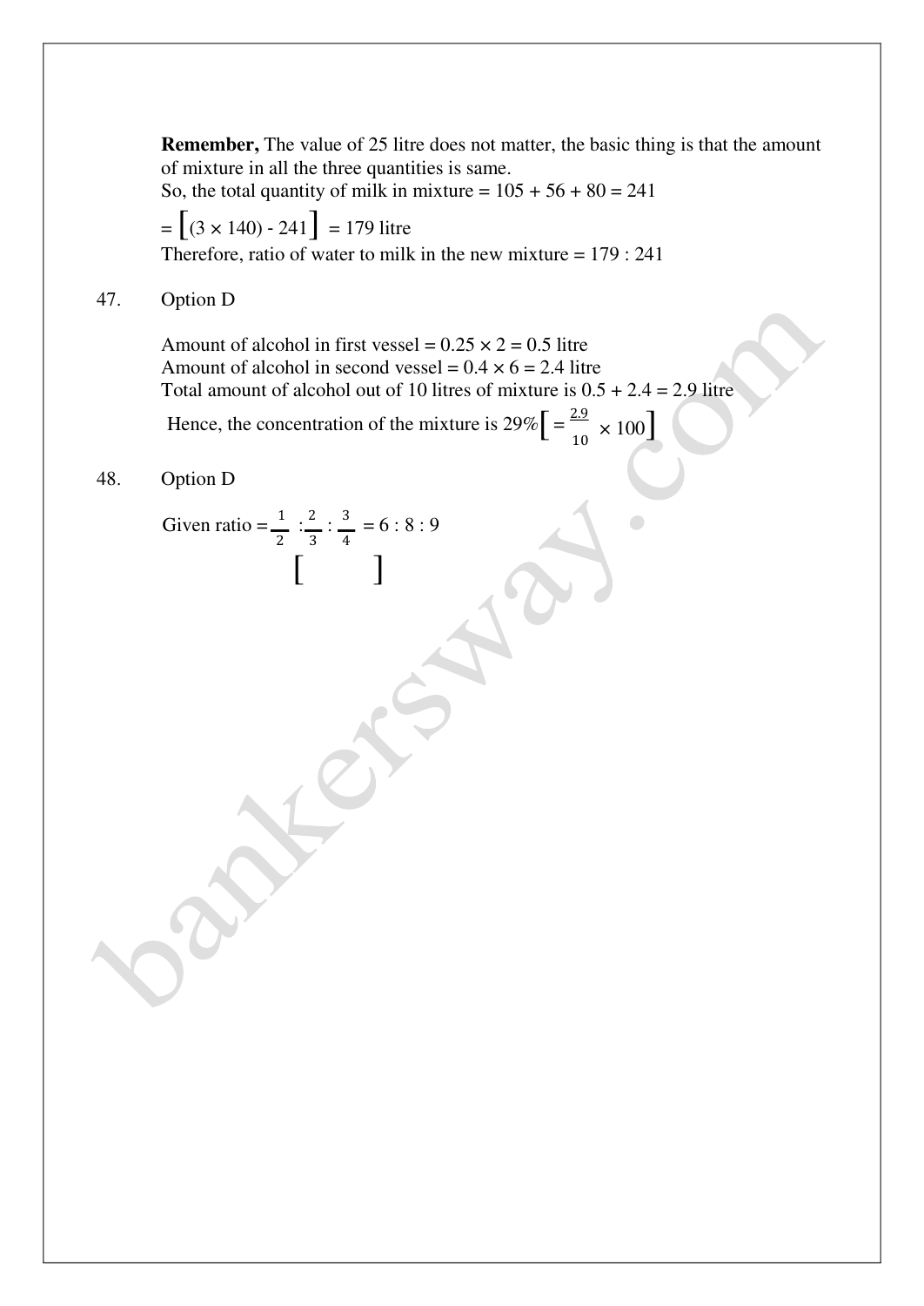**Remember,** The value of 25 litre does not matter, the basic thing is that the amount of mixture in all the three quantities is same.
So, the total quantity of milk in mixture = 105 + 56 + 80 = 241

$= \left[(3 \times 140) - 241\right]$ = 179 litre

Therefore, ratio of water to milk in the new mixture = 179 : 241

47. Option D

Amount of alcohol in first vessel = 0.25 × 2 = 0.5 litre
Amount of alcohol in second vessel = 0.4 × 6 = 2.4 litre
Total amount of alcohol out of 10 litres of mixture is 0.5 + 2.4 = 2.9 litre

Hence, the concentration of the mixture is 29% $\left[= \frac{2.9}{10} \times 100\right]$

48. Option D

Given ratio = $\frac{1}{2} : \frac{2}{3} : \frac{3}{4}$ = 6 : 8 : 9

[ ]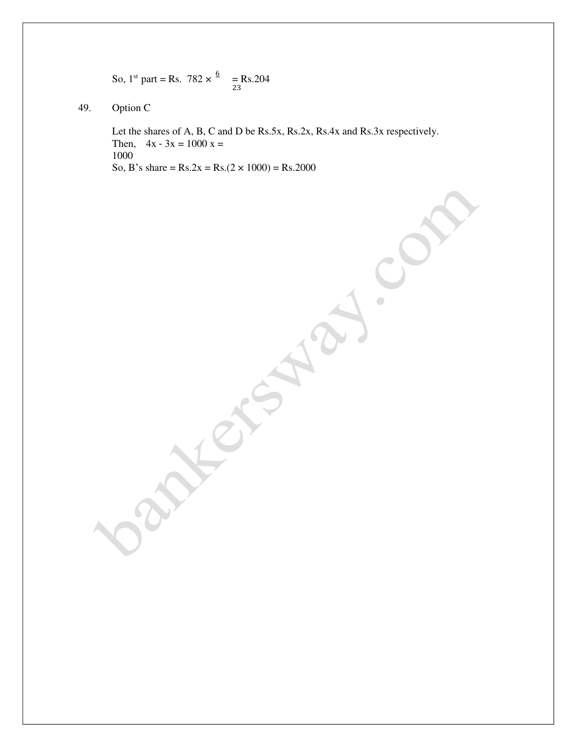So, $1^{st}$ part = Rs. $782 \times \frac{6}{23}$ = Rs.204

49. Option C

Let the shares of A, B, C and D be Rs.5x, Rs.2x, Rs.4x and Rs.3x respectively.
Then, $4x - 3x = 1000$ $x =$
1000
So, B's share = Rs.2x = Rs.$(2 \times 1000)$ = Rs.2000